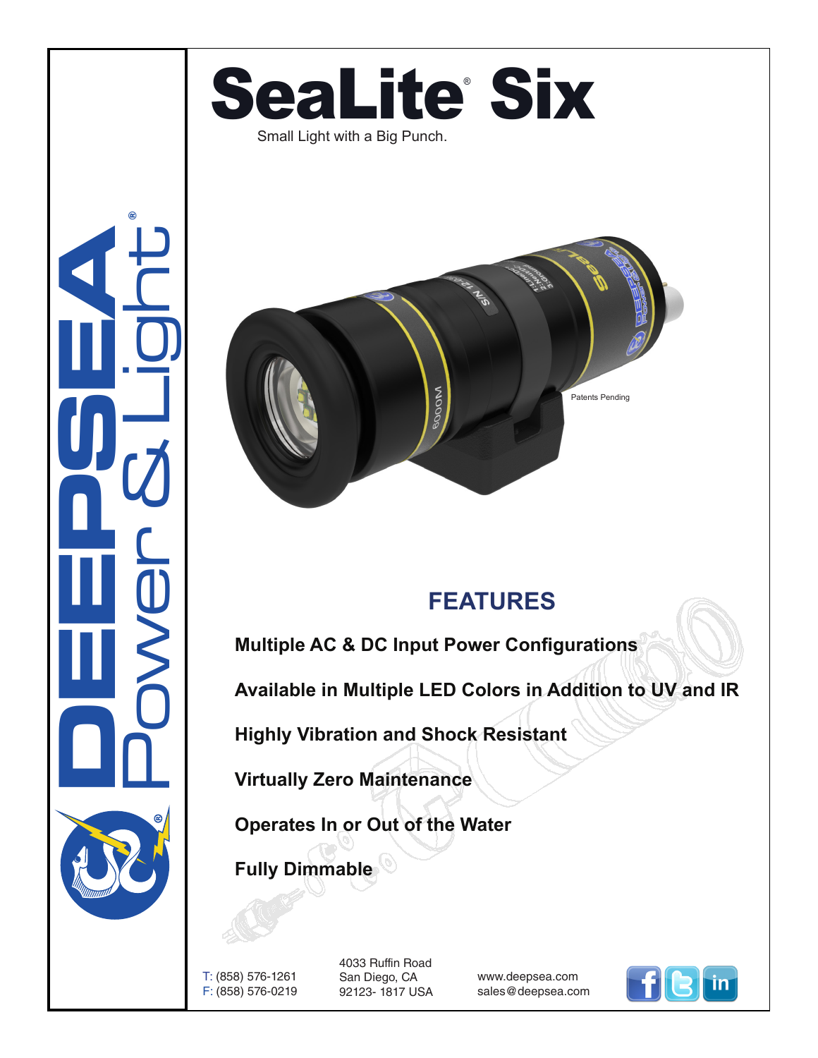# SeaLite® Six

Small Light with a Big Punch.

Patents Pending

DEEPSEA Power & Light®

## FEATURES

**Multiple AC & DC Input Power Configurations**

**Available in Multiple LED Colors in Addition to UV and IR**

**Highly Vibration and Shock Resistant**

**Virtually Zero Maintenance**

**Operates In or Out of the Water**

**Fully Dimmable**

T: (858) 576-1261
F: (858) 576-0219

4033 Ruffin Road
San Diego, CA
92123- 1817 USA

www.deepsea.com
sales@deepsea.com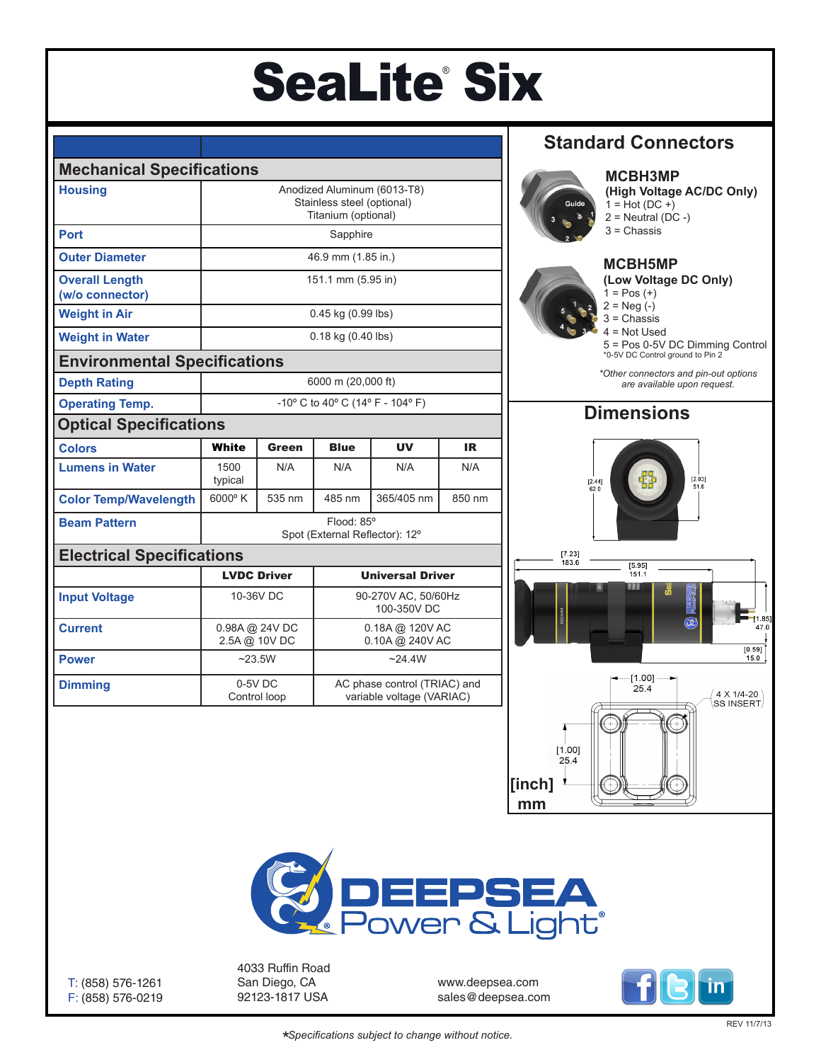# SeaLite® Six

| | | | | | |
|---|---|---|---|---|---|
| **Mechanical Specifications** | | | | | |
| **Housing** | Anodized Aluminum (6013-T8)<br>Stainless steel (optional)<br>Titanium (optional) | | | | |
| **Port** | Sapphire | | | | |
| **Outer Diameter** | 46.9 mm (1.85 in.) | | | | |
| **Overall Length (w/o connector)** | 151.1 mm (5.95 in) | | | | |
| **Weight in Air** | 0.45 kg (0.99 lbs) | | | | |
| **Weight in Water** | 0.18 kg (0.40 lbs) | | | | |
| **Environmental Specifications** | | | | | |
| **Depth Rating** | 6000 m (20,000 ft) | | | | |
| **Operating Temp.** | -10º C to 40º C (14º F - 104º F) | | | | |
| **Optical Specifications** | | | | | |
| **Colors** | **White** | **Green** | **Blue** | **UV** | **IR** |
| **Lumens in Water** | 1500 typical | N/A | N/A | N/A | N/A |
| **Color Temp/Wavelength** | 6000º K | 535 nm | 485 nm | 365/405 nm | 850 nm |
| **Beam Pattern** | Flood: 85º<br>Spot (External Reflector): 12º | | | | |

| **Electrical Specifications** | | |
|---|---|---|
| | **LVDC Driver** | **Universal Driver** |
| **Input Voltage** | 10-36V DC | 90-270V AC, 50/60Hz<br>100-350V DC |
| **Current** | 0.98A @ 24V DC<br>2.5A @ 10V DC | 0.18A @ 120V AC<br>0.10A @ 240V AC |
| **Power** | ~23.5W | ~24.4W |
| **Dimming** | 0-5V DC<br>Control loop | AC phase control (TRIAC) and variable voltage (VARIAC) |

## Standard Connectors

### MCBH3MP
**(High Voltage AC/DC Only)**
1 = Hot (DC +)
2 = Neutral (DC -)
3 = Chassis

### MCBH5MP
**(Low Voltage DC Only)**
1 = Pos (+)
2 = Neg (-)
3 = Chassis
4 = Not Used
5 = Pos 0-5V DC Dimming Control
*0-5V DC Control ground to Pin 2

*\*Other connectors and pin-out options are available upon request.*

## Dimensions

[2.44]
62.0
[2.03]
51.6
[7.23]
183.6
[5.95]
151.1
[1.85]
47.0
[0.59]
15.0
[1.00]
25.4
4 X 1/4-20 SS INSERT
[1.00]
25.4
[inch]
mm

DEEPSEA Power & Light®

T: (858) 576-1261
F: (858) 576-0219

4033 Ruffin Road
San Diego, CA
92123-1817 USA

www.deepsea.com
sales@deepsea.com

REV 11/7/13

*\*Specifications subject to change without notice.*